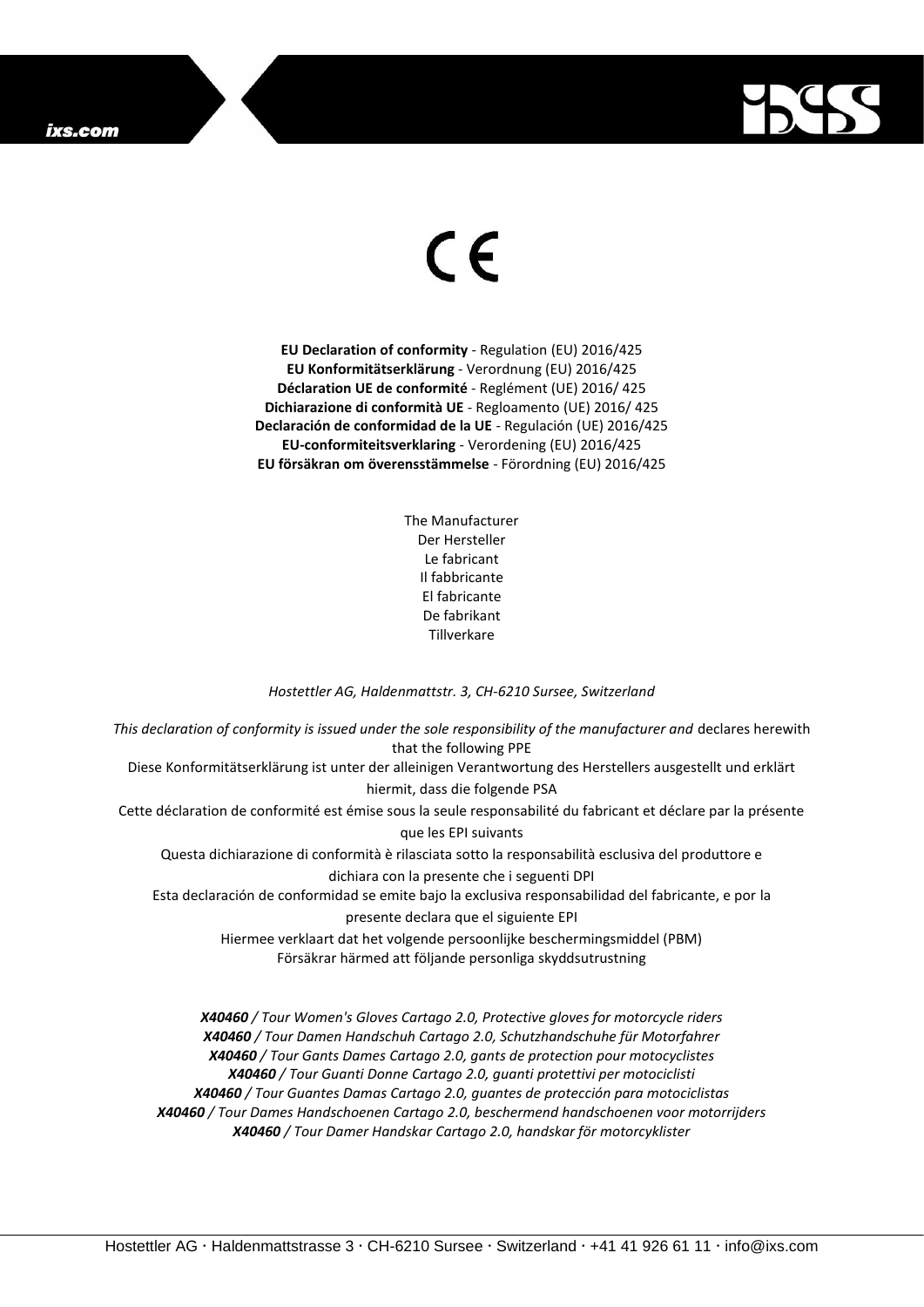ixs.com

CE

**EU Declaration of conformity** - Regulation (EU) 2016/425
**EU Konformitätserklärung** - Verordnung (EU) 2016/425
**Déclaration UE de conformité** - Reglément (UE) 2016/ 425
**Dichiarazione di conformità UE** - Regloamento (UE) 2016/ 425
**Declaración de conformidad de la UE** - Regulación (UE) 2016/425
**EU-conformiteitsverklaring** - Verordening (EU) 2016/425
**EU försäkran om överensstämmelse** - Förordning (EU) 2016/425

The Manufacturer
Der Hersteller
Le fabricant
Il fabbricante
El fabricante
De fabrikant
Tillverkare

*Hostettler AG, Haldenmattstr. 3, CH-6210 Sursee, Switzerland*

*This declaration of conformity is issued under the sole responsibility of the manufacturer and* declares herewith that the following PPE
Diese Konformitätserklärung ist unter der alleinigen Verantwortung des Herstellers ausgestellt und erklärt hiermit, dass die folgende PSA
Cette déclaration de conformité est émise sous la seule responsabilité du fabricant et déclare par la présente que les EPI suivants
Questa dichiarazione di conformità è rilasciata sotto la responsabilità esclusiva del produttore e dichiara con la presente che i seguenti DPI
Esta declaración de conformidad se emite bajo la exclusiva responsabilidad del fabricante, e por la presente declara que el siguiente EPI
Hiermee verklaart dat het volgende persoonlijke beschermingsmiddel (PBM)
Försäkrar härmed att följande personliga skyddsutrustning

***X40460** / Tour Women's Gloves Cartago 2.0, Protective gloves for motorcycle riders*
***X40460** / Tour Damen Handschuh Cartago 2.0, Schutzhandschuhe für Motorfahrer*
***X40460** / Tour Gants Dames Cartago 2.0, gants de protection pour motocyclistes*
***X40460** / Tour Guanti Donne Cartago 2.0, guanti protettivi per motociclisti*
***X40460** / Tour Guantes Damas Cartago 2.0, guantes de protección para motociclistas*
***X40460** / Tour Dames Handschoenen Cartago 2.0, beschermend handschoenen voor motorrijders*
***X40460** / Tour Damer Handskar Cartago 2.0, handskar för motorcyklister*

Hostettler AG · Haldenmattstrasse 3 · CH-6210 Sursee · Switzerland · +41 41 926 61 11 · info@ixs.com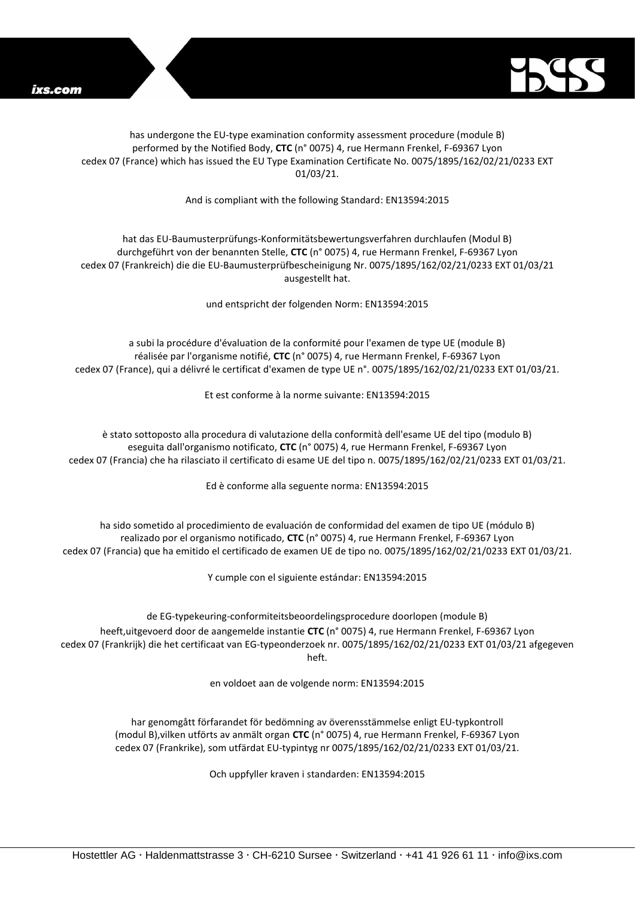has undergone the EU-type examination conformity assessment procedure (module B) performed by the Notified Body, **CTC** (n° 0075) 4, rue Hermann Frenkel, F-69367 Lyon cedex 07 (France) which has issued the EU Type Examination Certificate No. 0075/1895/162/02/21/0233 EXT 01/03/21.

And is compliant with the following Standard: EN13594:2015

hat das EU-Baumusterprüfungs-Konformitätsbewertungsverfahren durchlaufen (Modul B) durchgeführt von der benannten Stelle, **CTC** (n° 0075) 4, rue Hermann Frenkel, F-69367 Lyon cedex 07 (Frankreich) die die EU-Baumusterprüfbescheinigung Nr. 0075/1895/162/02/21/0233 EXT 01/03/21 ausgestellt hat.

und entspricht der folgenden Norm: EN13594:2015

a subi la procédure d'évaluation de la conformité pour l'examen de type UE (module B) réalisée par l'organisme notifié, **CTC** (n° 0075) 4, rue Hermann Frenkel, F-69367 Lyon cedex 07 (France), qui a délivré le certificat d'examen de type UE n°. 0075/1895/162/02/21/0233 EXT 01/03/21.

Et est conforme à la norme suivante: EN13594:2015

è stato sottoposto alla procedura di valutazione della conformità dell'esame UE del tipo (modulo B) eseguita dall'organismo notificato, **CTC** (n° 0075) 4, rue Hermann Frenkel, F-69367 Lyon cedex 07 (Francia) che ha rilasciato il certificato di esame UE del tipo n. 0075/1895/162/02/21/0233 EXT 01/03/21.

Ed è conforme alla seguente norma: EN13594:2015

ha sido sometido al procedimiento de evaluación de conformidad del examen de tipo UE (módulo B) realizado por el organismo notificado, **CTC** (n° 0075) 4, rue Hermann Frenkel, F-69367 Lyon cedex 07 (Francia) que ha emitido el certificado de examen UE de tipo no. 0075/1895/162/02/21/0233 EXT 01/03/21.

Y cumple con el siguiente estándar: EN13594:2015

de EG-typekeuring-conformiteitsbeoordelingsprocedure doorlopen (module B) heeft,uitgevoerd door de aangemelde instantie **CTC** (n° 0075) 4, rue Hermann Frenkel, F-69367 Lyon cedex 07 (Frankrijk) die het certificaat van EG-typeonderzoek nr. 0075/1895/162/02/21/0233 EXT 01/03/21 afgegeven heft.

en voldoet aan de volgende norm: EN13594:2015

har genomgått förfarandet för bedömning av överensstämmelse enligt EU-typkontroll (modul B),vilken utförts av anmält organ **CTC** (n° 0075) 4, rue Hermann Frenkel, F-69367 Lyon cedex 07 (Frankrike), som utfärdat EU-typintyg nr 0075/1895/162/02/21/0233 EXT 01/03/21.

Och uppfyller kraven i standarden: EN13594:2015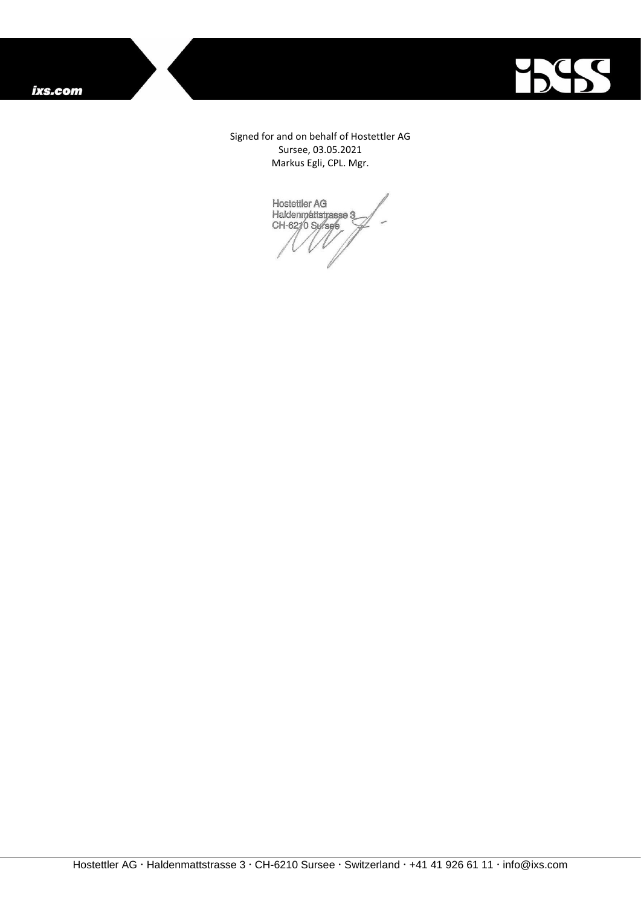Signed for and on behalf of Hostettler AG
Sursee, 03.05.2021
Markus Egli, CPL. Mgr.

Hostettler AG
Haldenmattstrasse 3
CH-6210 Sursee